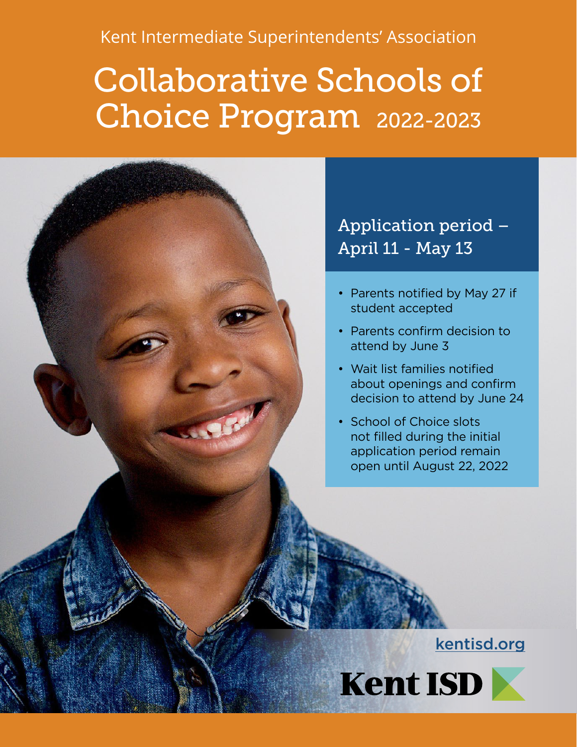Kent Intermediate Superintendents' Association

# Collaborative Schools of Choice Program 2022-2023

## Application period – April 11 - May 13

- Parents notified by May 27 if student accepted
- Parents confirm decision to attend by June 3
- Wait list families notified about openings and confirm decision to attend by June 24
- School of Choice slots not filled during the initial application period remain open until August 22, 2022

kentisd.org

**Kent ISD**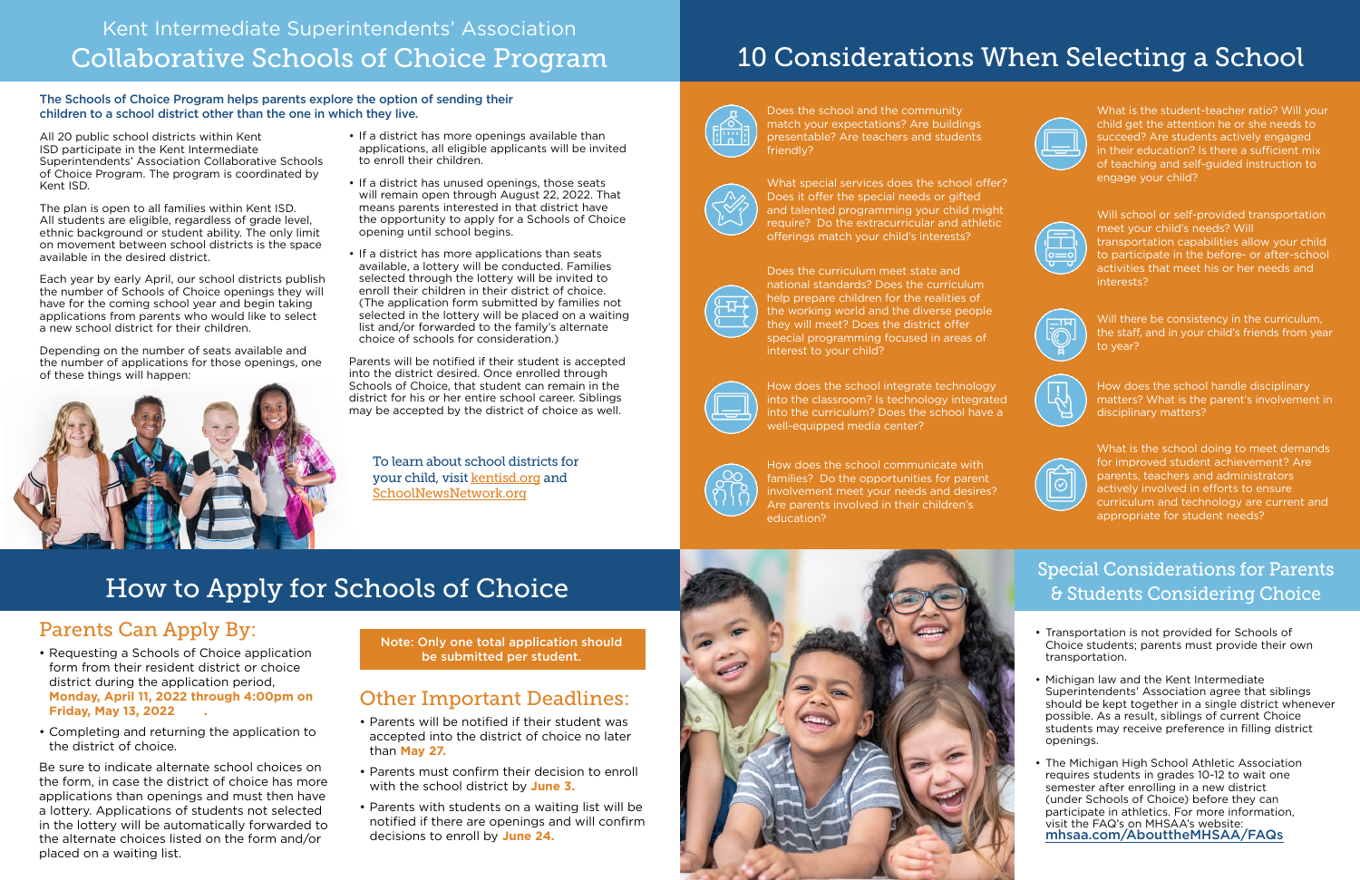# Kent Intermediate Superintendents' Association
# Collaborative Schools of Choice Program

**The Schools of Choice Program helps parents explore the option of sending their children to a school district other than the one in which they live.**

All 20 public school districts within Kent ISD participate in the Kent Intermediate Superintendents' Association Collaborative Schools of Choice Program. The program is coordinated by Kent ISD.

The plan is open to all families within Kent ISD. All students are eligible, regardless of grade level, ethnic background or student ability. The only limit on movement between school districts is the space available in the desired district.

Each year by early April, our school districts publish the number of Schools of Choice openings they will have for the coming school year and begin taking applications from parents who would like to select a new school district for their children.

Depending on the number of seats available and the number of applications for those openings, one of these things will happen:

- If a district has more openings available than applications, all eligible applicants will be invited to enroll their children.
- If a district has unused openings, those seats will remain open through August 22, 2022. That means parents interested in that district have the opportunity to apply for a Schools of Choice opening until school begins.
- If a district has more applications than seats available, a lottery will be conducted. Families selected through the lottery will be invited to enroll their children in their district of choice. (The application form submitted by families not selected in the lottery will be placed on a waiting list and/or forwarded to the family's alternate choice of schools for consideration.)

Parents will be notified if their student is accepted into the district desired. Once enrolled through Schools of Choice, that student can remain in the district for his or her entire school career. Siblings may be accepted by the district of choice as well.

To learn about school districts for your child, visit kentisd.org and SchoolNewsNetwork.org

# 10 Considerations When Selecting a School

- Does the school and the community match your expectations? Are buildings presentable? Are teachers and students friendly?
- What special services does the school offer? Does it offer the special needs or gifted and talented programming your child might require? Do the extracurricular and athletic offerings match your child's interests?
- Does the curriculum meet state and national standards? Does the curriculum help prepare children for the realities of the working world and the diverse people they will meet? Does the district offer special programming focused in areas of interest to your child?
- How does the school integrate technology into the classroom? Is technology integrated into the curriculum? Does the school have a well-equipped media center?
- How does the school communicate with families? Do the opportunities for parent involvement meet your needs and desires? Are parents involved in their children's education?
- What is the student-teacher ratio? Will your child get the attention he or she needs to succeed? Are students actively engaged in their education? Is there a sufficient mix of teaching and self-guided instruction to engage your child?
- Will school or self-provided transportation meet your child's needs? Will transportation capabilities allow your child to participate in the before- or after-school activities that meet his or her needs and interests?
- Will there be consistency in the curriculum, the staff, and in your child's friends from year to year?
- How does the school handle disciplinary matters? What is the parent's involvement in disciplinary matters?
- What is the school doing to meet demands for improved student achievement? Are parents, teachers and administrators actively involved in efforts to ensure curriculum and technology are current and appropriate for student needs?

# How to Apply for Schools of Choice

## Parents Can Apply By:

- Requesting a Schools of Choice application form from their resident district or choice district during the application period, **Monday, April 11, 2022 through 4:00pm on Friday, May 13, 2022** .
- Completing and returning the application to the district of choice.

Be sure to indicate alternate school choices on the form, in case the district of choice has more applications than openings and must then have a lottery. Applications of students not selected in the lottery will be automatically forwarded to the alternate choices listed on the form and/or placed on a waiting list.

**Note: Only one total application should be submitted per student.**

## Other Important Deadlines:

- Parents will be notified if their student was accepted into the district of choice no later than **May 27.**
- Parents must confirm their decision to enroll with the school district by **June 3.**
- Parents with students on a waiting list will be notified if there are openings and will confirm decisions to enroll by **June 24.**

# Special Considerations for Parents & Students Considering Choice

- Transportation is not provided for Schools of Choice students; parents must provide their own transportation.
- Michigan law and the Kent Intermediate Superintendents' Association agree that siblings should be kept together in a single district whenever possible. As a result, siblings of current Choice students may receive preference in filling district openings.
- The Michigan High School Athletic Association requires students in grades 10-12 to wait one semester after enrolling in a new district (under Schools of Choice) before they can participate in athletics. For more information, visit the FAQ's on MHSAA's website: **mhsaa.com/AbouttheMHSAA/FAQs**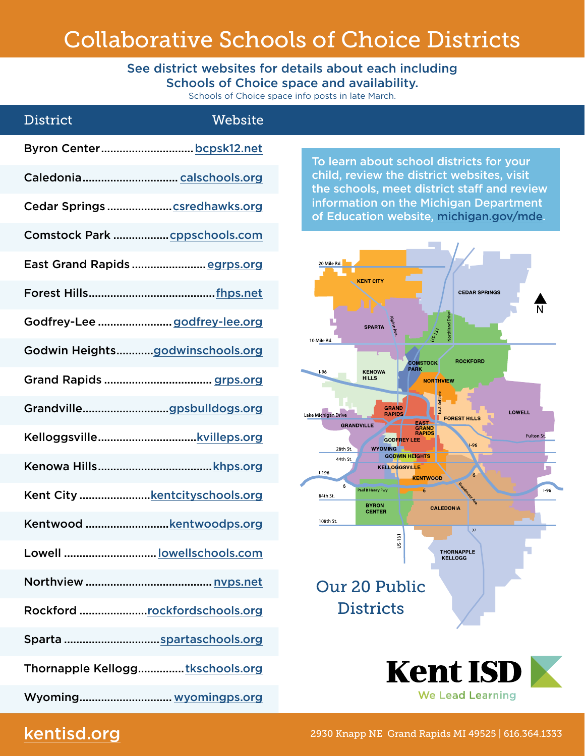# Collaborative Schools of Choice Districts

**See district websites for details about each including Schools of Choice space and availability.**

Schools of Choice space info posts in late March.

| District | Website |
|---|---|
| Byron Center | bcpsk12.net |
| Caledonia | calschools.org |
| Cedar Springs | csredhawks.org |
| Comstock Park | cppschools.com |
| East Grand Rapids | egrps.org |
| Forest Hills | fhps.net |
| Godfrey-Lee | godfrey-lee.org |
| Godwin Heights | godwinschools.org |
| Grand Rapids | grps.org |
| Grandville | gpsbulldogs.org |
| Kelloggsville | kvilleps.org |
| Kenowa Hills | khps.org |
| Kent City | kentcityschools.org |
| Kentwood | kentwoodps.org |
| Lowell | lowellschools.com |
| Northview | nvps.net |
| Rockford | rockfordschools.org |
| Sparta | spartaschools.org |
| Thornapple Kellogg | tkschools.org |
| Wyoming | wyomingps.org |

To learn about school districts for your child, review the district websites, visit the schools, meet district staff and review information on the Michigan Department of Education website, michigan.gov/mde.

20 Mile Rd.
KENT CITY
CEDAR SPRINGS
N
SPARTA
Alpine Ave.
US-131
Northland Drive
10 Mile Rd.
I-96
KENOWA HILLS
COMSTOCK PARK
ROCKFORD
NORTHVIEW
East Beltline
GRAND RAPIDS
Lake Michigan Drive
FOREST HILLS
LOWELL
GRANDVILLE
EAST GRAND RAPIDS
Fulton St.
GODFREY LEE
28th St.
WYOMING
I-96
44th St.
GODWIN HEIGHTS
KELLOGGSVILLE
I-196
KENTWOOD
6
6
Paul B Henry Fwy
6
Broadmoor Ave.
I-96
84th St.
BYRON CENTER
CALEDONIA
108th St.
37
US-131
THORNAPPLE KELLOGG

## Our 20 Public Districts

**Kent ISD**
We Lead Learning

kentisd.org

2930 Knapp NE Grand Rapids MI 49525 | 616.364.1333